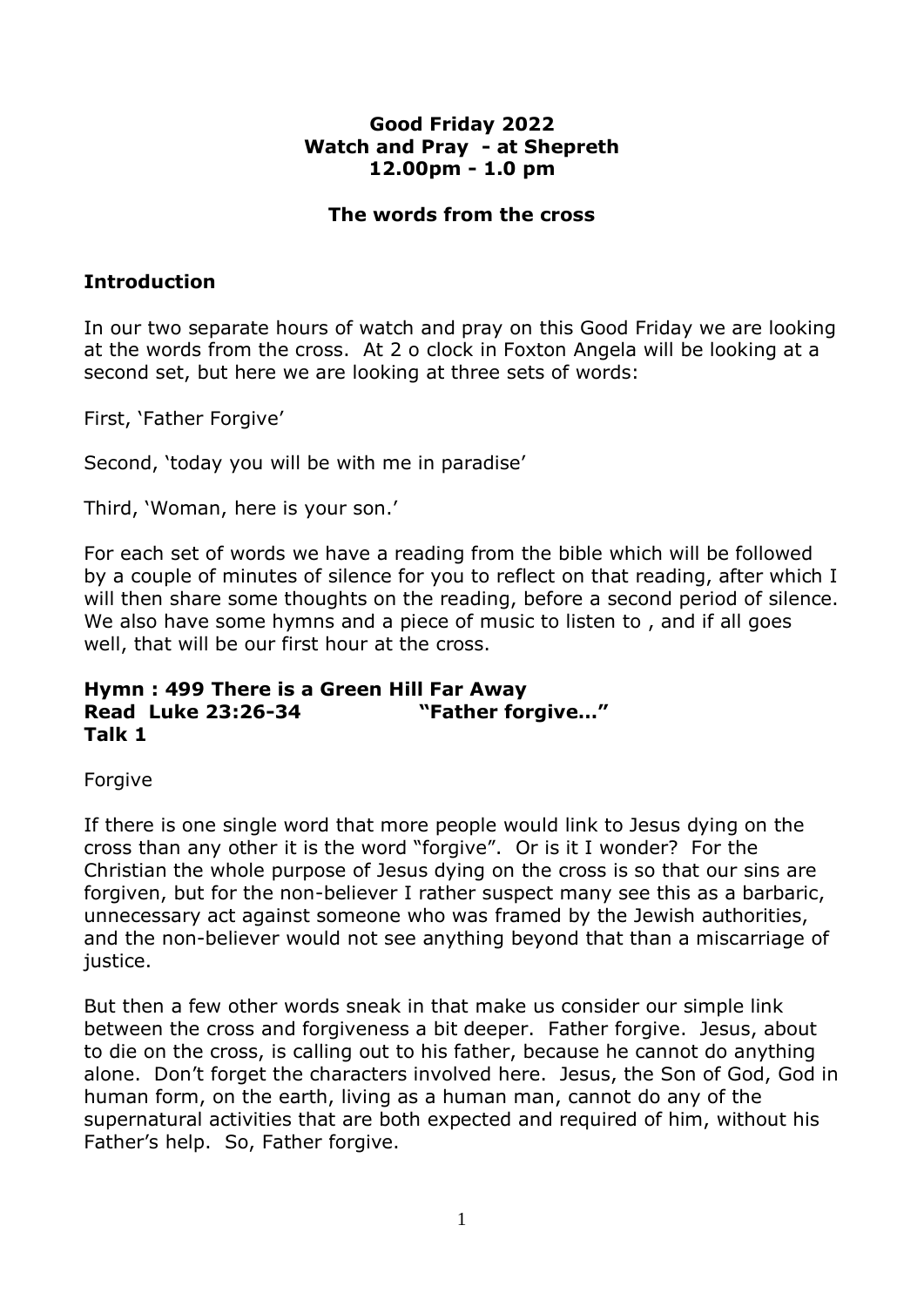**Good Friday 2022**
**Watch and Pray - at Shepreth**
**12.00pm - 1.0 pm**

**The words from the cross**

## Introduction

In our two separate hours of watch and pray on this Good Friday we are looking at the words from the cross. At 2 o clock in Foxton Angela will be looking at a second set, but here we are looking at three sets of words:

First, 'Father Forgive'

Second, 'today you will be with me in paradise'

Third, 'Woman, here is your son.'

For each set of words we have a reading from the bible which will be followed by a couple of minutes of silence for you to reflect on that reading, after which I will then share some thoughts on the reading, before a second period of silence. We also have some hymns and a piece of music to listen to , and if all goes well, that will be our first hour at the cross.

**Hymn : 499 There is a Green Hill Far Away**
**Read Luke 23:26-34 "Father forgive…"**
**Talk 1**

Forgive

If there is one single word that more people would link to Jesus dying on the cross than any other it is the word "forgive". Or is it I wonder? For the Christian the whole purpose of Jesus dying on the cross is so that our sins are forgiven, but for the non-believer I rather suspect many see this as a barbaric, unnecessary act against someone who was framed by the Jewish authorities, and the non-believer would not see anything beyond that than a miscarriage of justice.

But then a few other words sneak in that make us consider our simple link between the cross and forgiveness a bit deeper. Father forgive. Jesus, about to die on the cross, is calling out to his father, because he cannot do anything alone. Don't forget the characters involved here. Jesus, the Son of God, God in human form, on the earth, living as a human man, cannot do any of the supernatural activities that are both expected and required of him, without his Father's help. So, Father forgive.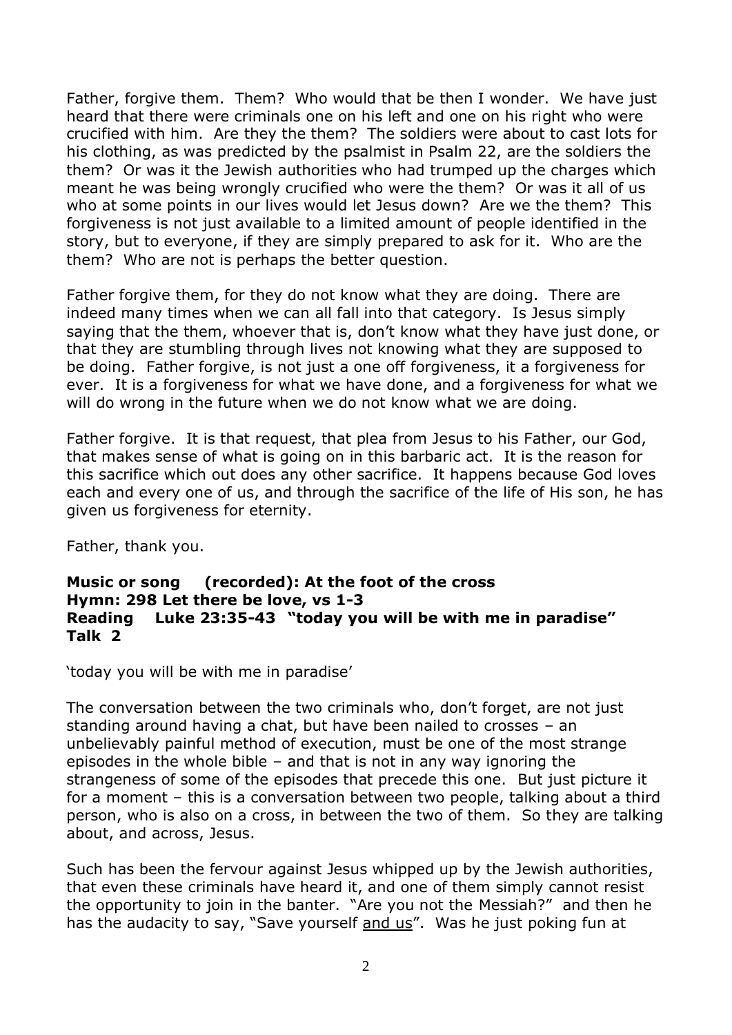Father, forgive them. Them? Who would that be then I wonder. We have just heard that there were criminals one on his left and one on his right who were crucified with him. Are they the them? The soldiers were about to cast lots for his clothing, as was predicted by the psalmist in Psalm 22, are the soldiers the them? Or was it the Jewish authorities who had trumped up the charges which meant he was being wrongly crucified who were the them? Or was it all of us who at some points in our lives would let Jesus down? Are we the them? This forgiveness is not just available to a limited amount of people identified in the story, but to everyone, if they are simply prepared to ask for it. Who are the them? Who are not is perhaps the better question.

Father forgive them, for they do not know what they are doing. There are indeed many times when we can all fall into that category. Is Jesus simply saying that the them, whoever that is, don't know what they have just done, or that they are stumbling through lives not knowing what they are supposed to be doing. Father forgive, is not just a one off forgiveness, it a forgiveness for ever. It is a forgiveness for what we have done, and a forgiveness for what we will do wrong in the future when we do not know what we are doing.

Father forgive. It is that request, that plea from Jesus to his Father, our God, that makes sense of what is going on in this barbaric act. It is the reason for this sacrifice which out does any other sacrifice. It happens because God loves each and every one of us, and through the sacrifice of the life of His son, he has given us forgiveness for eternity.

Father, thank you.

**Music or song (recorded): At the foot of the cross**
**Hymn: 298 Let there be love, vs 1-3**
**Reading Luke 23:35-43 "today you will be with me in paradise"**
**Talk 2**

'today you will be with me in paradise'

The conversation between the two criminals who, don't forget, are not just standing around having a chat, but have been nailed to crosses – an unbelievably painful method of execution, must be one of the most strange episodes in the whole bible – and that is not in any way ignoring the strangeness of some of the episodes that precede this one. But just picture it for a moment – this is a conversation between two people, talking about a third person, who is also on a cross, in between the two of them. So they are talking about, and across, Jesus.

Such has been the fervour against Jesus whipped up by the Jewish authorities, that even these criminals have heard it, and one of them simply cannot resist the opportunity to join in the banter. "Are you not the Messiah?" and then he has the audacity to say, "Save yourself <u>and us</u>". Was he just poking fun at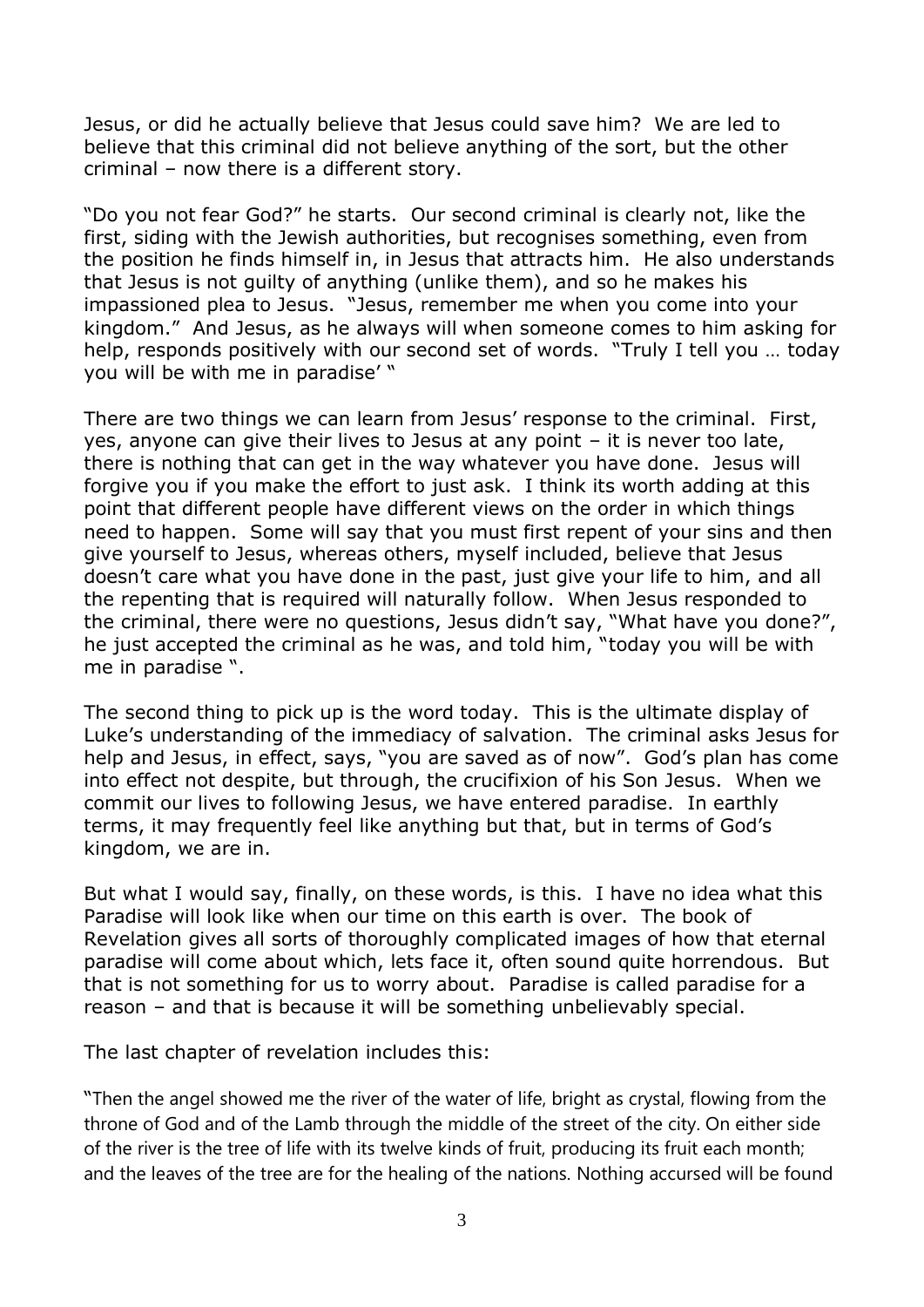Jesus, or did he actually believe that Jesus could save him? We are led to believe that this criminal did not believe anything of the sort, but the other criminal – now there is a different story.

"Do you not fear God?" he starts. Our second criminal is clearly not, like the first, siding with the Jewish authorities, but recognises something, even from the position he finds himself in, in Jesus that attracts him. He also understands that Jesus is not guilty of anything (unlike them), and so he makes his impassioned plea to Jesus. "Jesus, remember me when you come into your kingdom." And Jesus, as he always will when someone comes to him asking for help, responds positively with our second set of words. "Truly I tell you … today you will be with me in paradise' "

There are two things we can learn from Jesus' response to the criminal. First, yes, anyone can give their lives to Jesus at any point – it is never too late, there is nothing that can get in the way whatever you have done. Jesus will forgive you if you make the effort to just ask. I think its worth adding at this point that different people have different views on the order in which things need to happen. Some will say that you must first repent of your sins and then give yourself to Jesus, whereas others, myself included, believe that Jesus doesn't care what you have done in the past, just give your life to him, and all the repenting that is required will naturally follow. When Jesus responded to the criminal, there were no questions, Jesus didn't say, "What have you done?", he just accepted the criminal as he was, and told him, "today you will be with me in paradise ".

The second thing to pick up is the word today. This is the ultimate display of Luke's understanding of the immediacy of salvation. The criminal asks Jesus for help and Jesus, in effect, says, "you are saved as of now". God's plan has come into effect not despite, but through, the crucifixion of his Son Jesus. When we commit our lives to following Jesus, we have entered paradise. In earthly terms, it may frequently feel like anything but that, but in terms of God's kingdom, we are in.

But what I would say, finally, on these words, is this. I have no idea what this Paradise will look like when our time on this earth is over. The book of Revelation gives all sorts of thoroughly complicated images of how that eternal paradise will come about which, lets face it, often sound quite horrendous. But that is not something for us to worry about. Paradise is called paradise for a reason – and that is because it will be something unbelievably special.

The last chapter of revelation includes this:

"Then the angel showed me the river of the water of life, bright as crystal, flowing from the throne of God and of the Lamb through the middle of the street of the city. On either side of the river is the tree of life with its twelve kinds of fruit, producing its fruit each month; and the leaves of the tree are for the healing of the nations. Nothing accursed will be found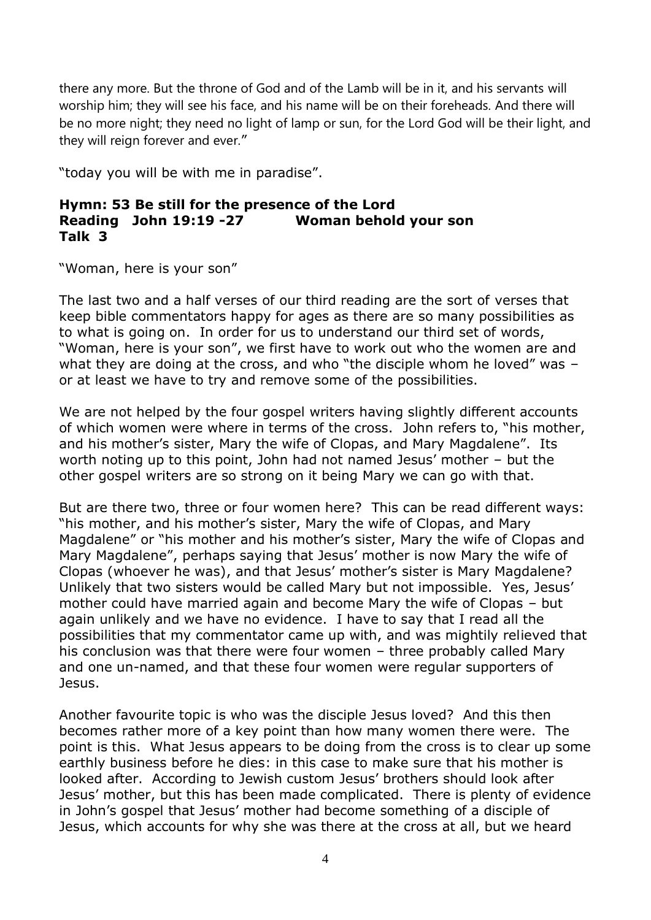there any more. But the throne of God and of the Lamb will be in it, and his servants will worship him; they will see his face, and his name will be on their foreheads. And there will be no more night; they need no light of lamp or sun, for the Lord God will be their light, and they will reign forever and ever."

"today you will be with me in paradise".

**Hymn: 53 Be still for the presence of the Lord**
**Reading John 19:19 -27 Woman behold your son**
**Talk 3**

"Woman, here is your son"

The last two and a half verses of our third reading are the sort of verses that keep bible commentators happy for ages as there are so many possibilities as to what is going on. In order for us to understand our third set of words, "Woman, here is your son", we first have to work out who the women are and what they are doing at the cross, and who "the disciple whom he loved" was – or at least we have to try and remove some of the possibilities.

We are not helped by the four gospel writers having slightly different accounts of which women were where in terms of the cross. John refers to, "his mother, and his mother's sister, Mary the wife of Clopas, and Mary Magdalene". Its worth noting up to this point, John had not named Jesus' mother – but the other gospel writers are so strong on it being Mary we can go with that.

But are there two, three or four women here? This can be read different ways: "his mother, and his mother's sister, Mary the wife of Clopas, and Mary Magdalene" or "his mother and his mother's sister, Mary the wife of Clopas and Mary Magdalene", perhaps saying that Jesus' mother is now Mary the wife of Clopas (whoever he was), and that Jesus' mother's sister is Mary Magdalene? Unlikely that two sisters would be called Mary but not impossible. Yes, Jesus' mother could have married again and become Mary the wife of Clopas – but again unlikely and we have no evidence. I have to say that I read all the possibilities that my commentator came up with, and was mightily relieved that his conclusion was that there were four women – three probably called Mary and one un-named, and that these four women were regular supporters of Jesus.

Another favourite topic is who was the disciple Jesus loved? And this then becomes rather more of a key point than how many women there were. The point is this. What Jesus appears to be doing from the cross is to clear up some earthly business before he dies: in this case to make sure that his mother is looked after. According to Jewish custom Jesus' brothers should look after Jesus' mother, but this has been made complicated. There is plenty of evidence in John's gospel that Jesus' mother had become something of a disciple of Jesus, which accounts for why she was there at the cross at all, but we heard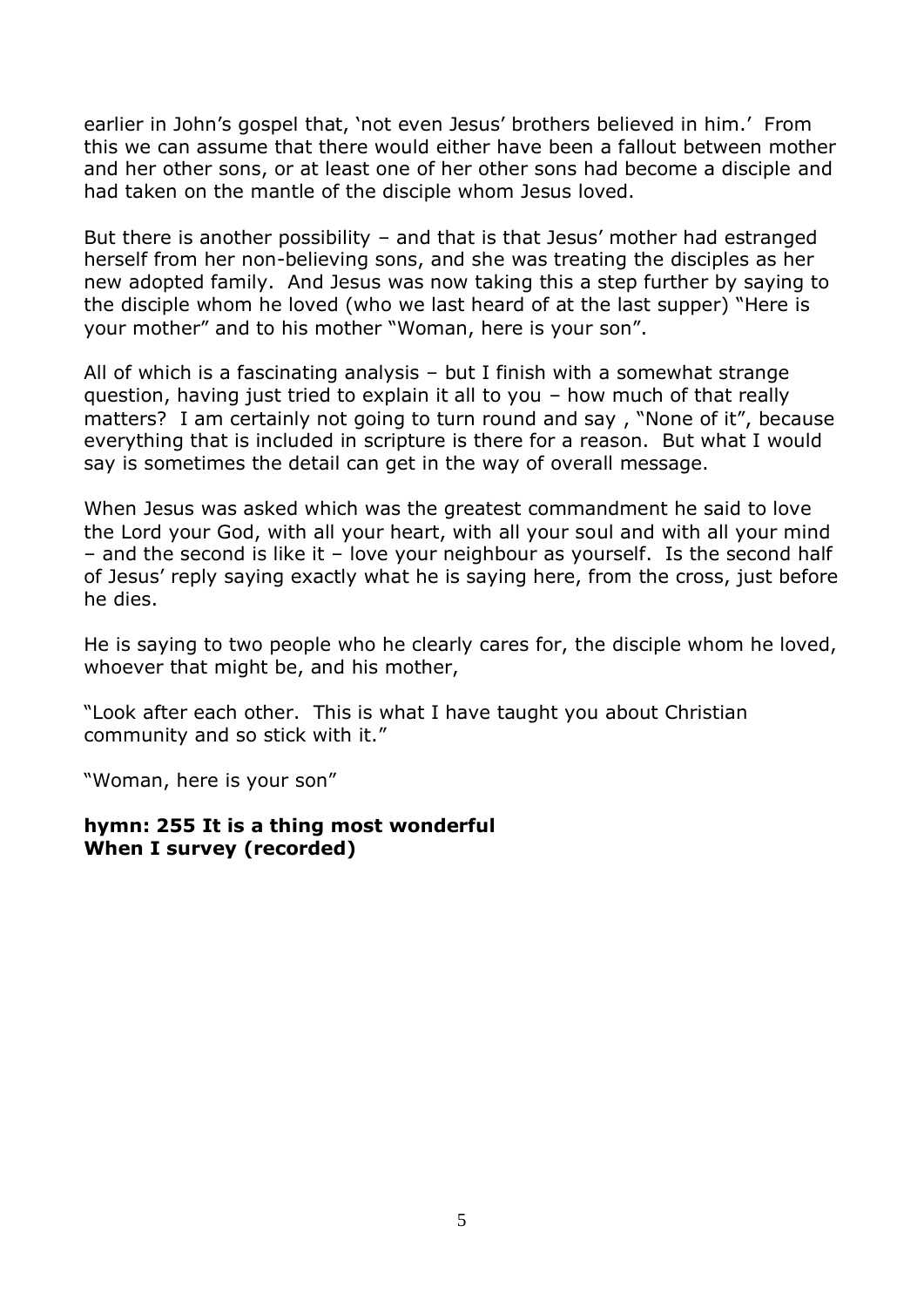earlier in John's gospel that, 'not even Jesus' brothers believed in him.' From this we can assume that there would either have been a fallout between mother and her other sons, or at least one of her other sons had become a disciple and had taken on the mantle of the disciple whom Jesus loved.

But there is another possibility – and that is that Jesus' mother had estranged herself from her non-believing sons, and she was treating the disciples as her new adopted family. And Jesus was now taking this a step further by saying to the disciple whom he loved (who we last heard of at the last supper) "Here is your mother" and to his mother "Woman, here is your son".

All of which is a fascinating analysis – but I finish with a somewhat strange question, having just tried to explain it all to you – how much of that really matters? I am certainly not going to turn round and say , "None of it", because everything that is included in scripture is there for a reason. But what I would say is sometimes the detail can get in the way of overall message.

When Jesus was asked which was the greatest commandment he said to love the Lord your God, with all your heart, with all your soul and with all your mind – and the second is like it – love your neighbour as yourself. Is the second half of Jesus' reply saying exactly what he is saying here, from the cross, just before he dies.

He is saying to two people who he clearly cares for, the disciple whom he loved, whoever that might be, and his mother,

"Look after each other. This is what I have taught you about Christian community and so stick with it."

"Woman, here is your son"

**hymn: 255 It is a thing most wonderful**
**When I survey (recorded)**